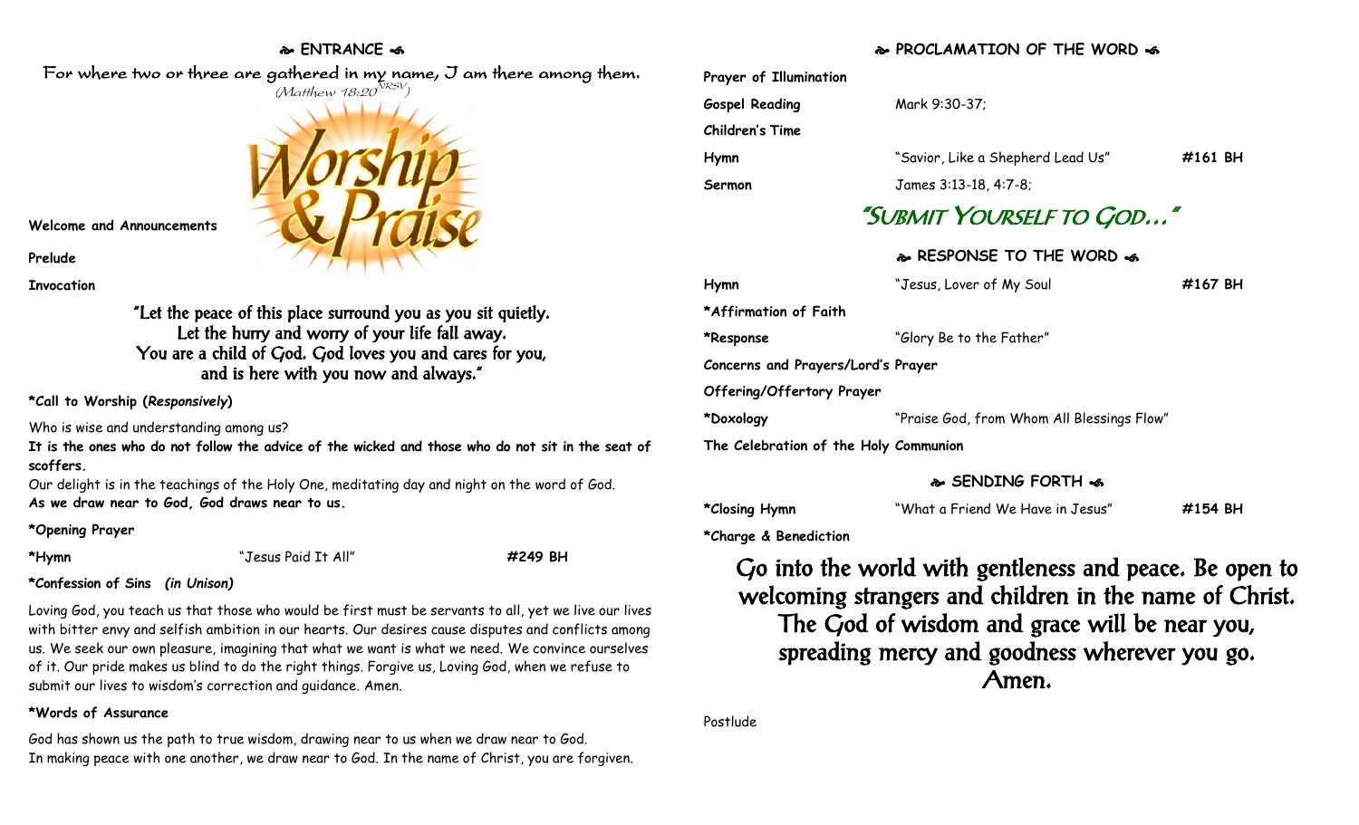## ❧ ENTRANCE ☙

*For where two or three are gathered in my name, I am there among them.*
*(Matthew 18:20 NRSV)*

**Welcome and Announcements**

**Prelude**

**Invocation**

"Let the peace of this place surround you as you sit quietly.
Let the hurry and worry of your life fall away.
You are a child of God. God loves you and cares for you,
and is here with you now and always."

**\*Call to Worship (*Responsively*)**

Who is wise and understanding among us?
**It is the ones who do not follow the advice of the wicked and those who do not sit in the seat of scoffers.**
Our delight is in the teachings of the Holy One, meditating day and night on the word of God.
**As we draw near to God, God draws near to us.**

**\*Opening Prayer**

**\*Hymn** "Jesus Paid It All" **#249 BH**

**\*Confession of Sins *(in Unison)***

Loving God, you teach us that those who would be first must be servants to all, yet we live our lives with bitter envy and selfish ambition in our hearts. Our desires cause disputes and conflicts among us. We seek our own pleasure, imagining that what we want is what we need. We convince ourselves of it. Our pride makes us blind to do the right things. Forgive us, Loving God, when we refuse to submit our lives to wisdom's correction and guidance. Amen.

**\*Words of Assurance**

God has shown us the path to true wisdom, drawing near to us when we draw near to God.
In making peace with one another, we draw near to God. In the name of Christ, you are forgiven.

## ❧ PROCLAMATION OF THE WORD ☙

**Prayer of Illumination**

**Gospel Reading** Mark 9:30-37;

**Children's Time**

**Hymn** "Savior, Like a Shepherd Lead Us" **#161 BH**

**Sermon** James 3:13-18, 4:7-8;

### "Submit Yourself to God…"

## ❧ RESPONSE TO THE WORD ☙

**Hymn** "Jesus, Lover of My Soul **#167 BH**

**\*Affirmation of Faith**

**\*Response** "Glory Be to the Father"

**Concerns and Prayers/Lord's Prayer**

**Offering/Offertory Prayer**

**\*Doxology** "Praise God, from Whom All Blessings Flow"

**The Celebration of the Holy Communion**

## ❧ SENDING FORTH ☙

**\*Closing Hymn** "What a Friend We Have in Jesus" **#154 BH**

**\*Charge & Benediction**

Go into the world with gentleness and peace. Be open to welcoming strangers and children in the name of Christ.
The God of wisdom and grace will be near you,
spreading mercy and goodness wherever you go.
Amen.

Postlude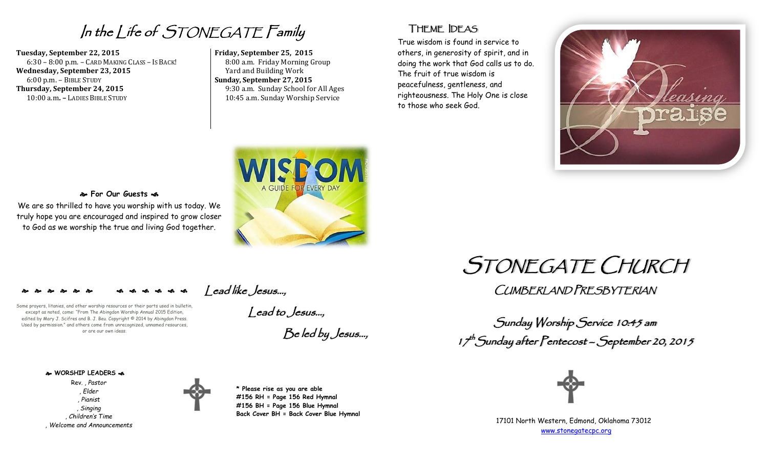# In the Life of STONEGATE Family

**Tuesday, September 22, 2015**
6:30 – 8:00 p.m. – CARD MAKING CLASS – IS BACK!
**Wednesday, September 23, 2015**
6:00 p.m. – BIBLE STUDY
**Thursday, September 24, 2015**
10:00 a.m. – LADIES BIBLE STUDY

**Friday, September 25, 2015**
8:00 a.m. Friday Morning Group
Yard and Building Work
**Sunday, September 27, 2015**
9:30 a.m. Sunday School for All Ages
10:45 a.m. Sunday Worship Service

**For Our Guests**

We are so thrilled to have you worship with us today. We truly hope you are encouraged and inspired to grow closer to God as we worship the true and living God together.

WISDOM
A GUIDE FOR EVERY DAY

*Lead like Jesus...,*

*Lead to Jesus...,*

*Be led by Jesus...,*

Some prayers, litanies, and other worship resources or their parts used in bulletin, except as noted, come: "From The Abingdon Worship Annual 2015 Edition, edited by Mary J. Scifres and B. J. Beu. Copyright © 2014 by Abingdon Press. Used by permission." and others come from unrecognized, unnamed resources, or are our own ideas.

**WORSHIP LEADERS**

Rev. , *Pastor*
, *Elder*
, *Pianist*
, *Singing*
, *Children's Time*
, *Welcome and Announcements*

**\* Please rise as you are able**
**#156 RH = Page 156 Red Hymnal**
**#156 BH = Page 156 Blue Hymnal**
**Back Cover BH = Back Cover Blue Hymnal**

## THEME IDEAS

True wisdom is found in service to others, in generosity of spirit, and in doing the work that God calls us to do. The fruit of true wisdom is peacefulness, gentleness, and righteousness. The Holy One is close to those who seek God.

Pleasing praise

# STONEGATE CHURCH

## CUMBERLAND PRESBYTERIAN

Sunday Worship Service 10:45 am

17th Sunday after Pentecost – September 20, 2015

17101 North Western, Edmond, Oklahoma 73012
www.stonegatecpc.org